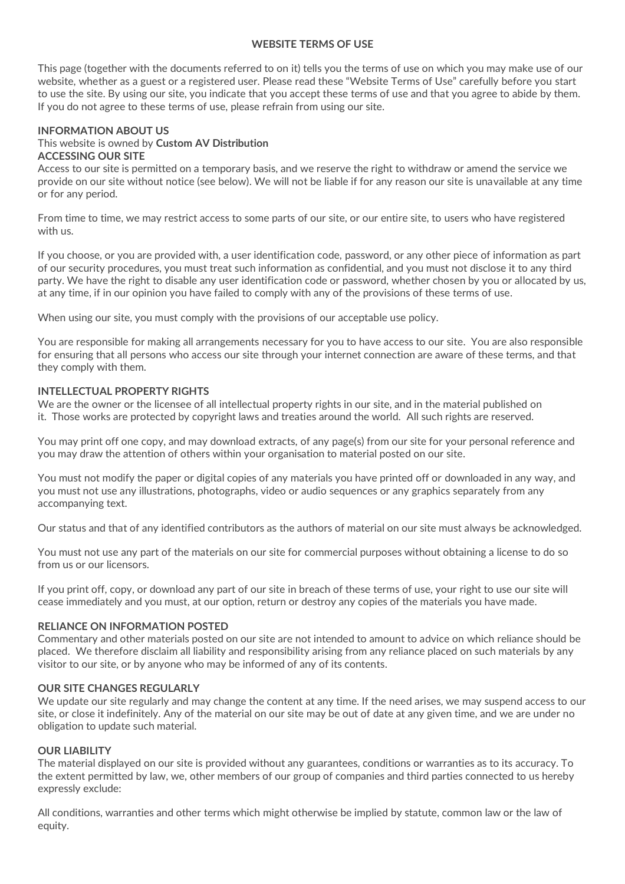# WEBSITE TERMS OF USE

This page (together with the documents referred to on it) tells you the terms of use on which you may make use of our website, whether as a guest or a registered user. Please read these "Website Terms of Use" carefully before you start to use the site. By using our site, you indicate that you accept these terms of use and that you agree to abide by them. If you do not agree to these terms of use, please refrain from using our site.

## INFORMATION ABOUT US

This website is owned by **Custom AV Distribution**

## ACCESSING OUR SITE

Access to our site is permitted on a temporary basis, and we reserve the right to withdraw or amend the service we provide on our site without notice (see below). We will not be liable if for any reason our site is unavailable at any time or for any period.

From time to time, we may restrict access to some parts of our site, or our entire site, to users who have registered with us.

If you choose, or you are provided with, a user identification code, password, or any other piece of information as part of our security procedures, you must treat such information as confidential, and you must not disclose it to any third party. We have the right to disable any user identification code or password, whether chosen by you or allocated by us, at any time, if in our opinion you have failed to comply with any of the provisions of these terms of use.

When using our site, you must comply with the provisions of our acceptable use policy.

You are responsible for making all arrangements necessary for you to have access to our site. You are also responsible for ensuring that all persons who access our site through your internet connection are aware of these terms, and that they comply with them.

## INTELLECTUAL PROPERTY RIGHTS

We are the owner or the licensee of all intellectual property rights in our site, and in the material published on it. Those works are protected by copyright laws and treaties around the world. All such rights are reserved.

You may print off one copy, and may download extracts, of any page(s) from our site for your personal reference and you may draw the attention of others within your organisation to material posted on our site.

You must not modify the paper or digital copies of any materials you have printed off or downloaded in any way, and you must not use any illustrations, photographs, video or audio sequences or any graphics separately from any accompanying text.

Our status and that of any identified contributors as the authors of material on our site must always be acknowledged.

You must not use any part of the materials on our site for commercial purposes without obtaining a license to do so from us or our licensors.

If you print off, copy, or download any part of our site in breach of these terms of use, your right to use our site will cease immediately and you must, at our option, return or destroy any copies of the materials you have made.

## RELIANCE ON INFORMATION POSTED

Commentary and other materials posted on our site are not intended to amount to advice on which reliance should be placed. We therefore disclaim all liability and responsibility arising from any reliance placed on such materials by any visitor to our site, or by anyone who may be informed of any of its contents.

## OUR SITE CHANGES REGULARLY

We update our site regularly and may change the content at any time. If the need arises, we may suspend access to our site, or close it indefinitely. Any of the material on our site may be out of date at any given time, and we are under no obligation to update such material.

## OUR LIABILITY

The material displayed on our site is provided without any guarantees, conditions or warranties as to its accuracy. To the extent permitted by law, we, other members of our group of companies and third parties connected to us hereby expressly exclude:

All conditions, warranties and other terms which might otherwise be implied by statute, common law or the law of equity.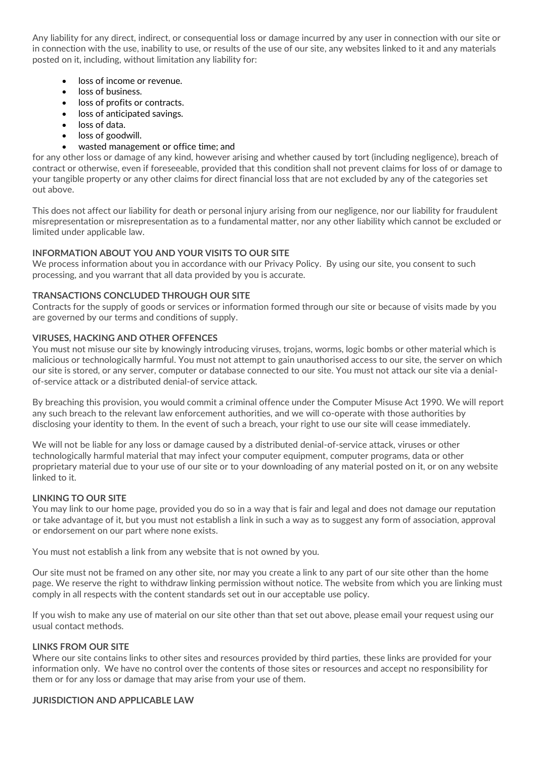Any liability for any direct, indirect, or consequential loss or damage incurred by any user in connection with our site or in connection with the use, inability to use, or results of the use of our site, any websites linked to it and any materials posted on it, including, without limitation any liability for:

- loss of income or revenue.
- loss of business.
- loss of profits or contracts.
- loss of anticipated savings.
- loss of data.
- loss of goodwill.
- wasted management or office time; and

for any other loss or damage of any kind, however arising and whether caused by tort (including negligence), breach of contract or otherwise, even if foreseeable, provided that this condition shall not prevent claims for loss of or damage to your tangible property or any other claims for direct financial loss that are not excluded by any of the categories set out above.

This does not affect our liability for death or personal injury arising from our negligence, nor our liability for fraudulent misrepresentation or misrepresentation as to a fundamental matter, nor any other liability which cannot be excluded or limited under applicable law.

**INFORMATION ABOUT YOU AND YOUR VISITS TO OUR SITE**

We process information about you in accordance with our Privacy Policy. By using our site, you consent to such processing, and you warrant that all data provided by you is accurate.

**TRANSACTIONS CONCLUDED THROUGH OUR SITE**

Contracts for the supply of goods or services or information formed through our site or because of visits made by you are governed by our terms and conditions of supply.

**VIRUSES, HACKING AND OTHER OFFENCES**

You must not misuse our site by knowingly introducing viruses, trojans, worms, logic bombs or other material which is malicious or technologically harmful. You must not attempt to gain unauthorised access to our site, the server on which our site is stored, or any server, computer or database connected to our site. You must not attack our site via a denial-of-service attack or a distributed denial-of service attack.

By breaching this provision, you would commit a criminal offence under the Computer Misuse Act 1990. We will report any such breach to the relevant law enforcement authorities, and we will co-operate with those authorities by disclosing your identity to them. In the event of such a breach, your right to use our site will cease immediately.

We will not be liable for any loss or damage caused by a distributed denial-of-service attack, viruses or other technologically harmful material that may infect your computer equipment, computer programs, data or other proprietary material due to your use of our site or to your downloading of any material posted on it, or on any website linked to it.

**LINKING TO OUR SITE**

You may link to our home page, provided you do so in a way that is fair and legal and does not damage our reputation or take advantage of it, but you must not establish a link in such a way as to suggest any form of association, approval or endorsement on our part where none exists.

You must not establish a link from any website that is not owned by you.

Our site must not be framed on any other site, nor may you create a link to any part of our site other than the home page. We reserve the right to withdraw linking permission without notice. The website from which you are linking must comply in all respects with the content standards set out in our acceptable use policy.

If you wish to make any use of material on our site other than that set out above, please email your request using our usual contact methods.

**LINKS FROM OUR SITE**

Where our site contains links to other sites and resources provided by third parties, these links are provided for your information only. We have no control over the contents of those sites or resources and accept no responsibility for them or for any loss or damage that may arise from your use of them.

**JURISDICTION AND APPLICABLE LAW**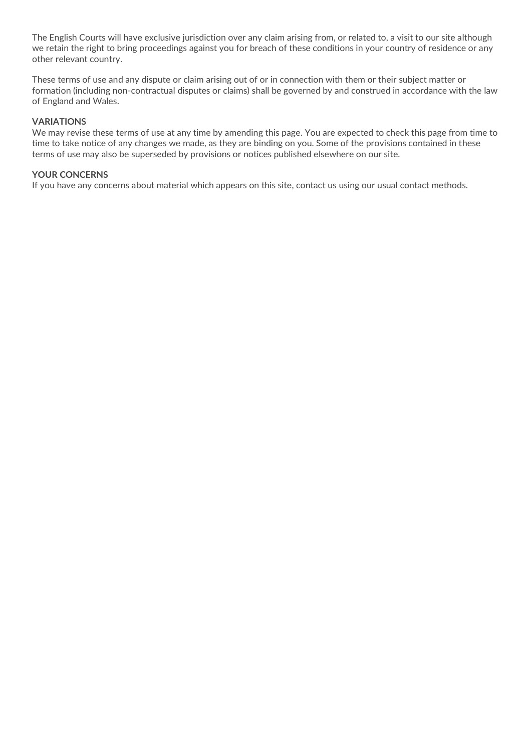The English Courts will have exclusive jurisdiction over any claim arising from, or related to, a visit to our site although we retain the right to bring proceedings against you for breach of these conditions in your country of residence or any other relevant country.

These terms of use and any dispute or claim arising out of or in connection with them or their subject matter or formation (including non-contractual disputes or claims) shall be governed by and construed in accordance with the law of England and Wales.

**VARIATIONS**

We may revise these terms of use at any time by amending this page. You are expected to check this page from time to time to take notice of any changes we made, as they are binding on you. Some of the provisions contained in these terms of use may also be superseded by provisions or notices published elsewhere on our site.

**YOUR CONCERNS**

If you have any concerns about material which appears on this site, contact us using our usual contact methods.